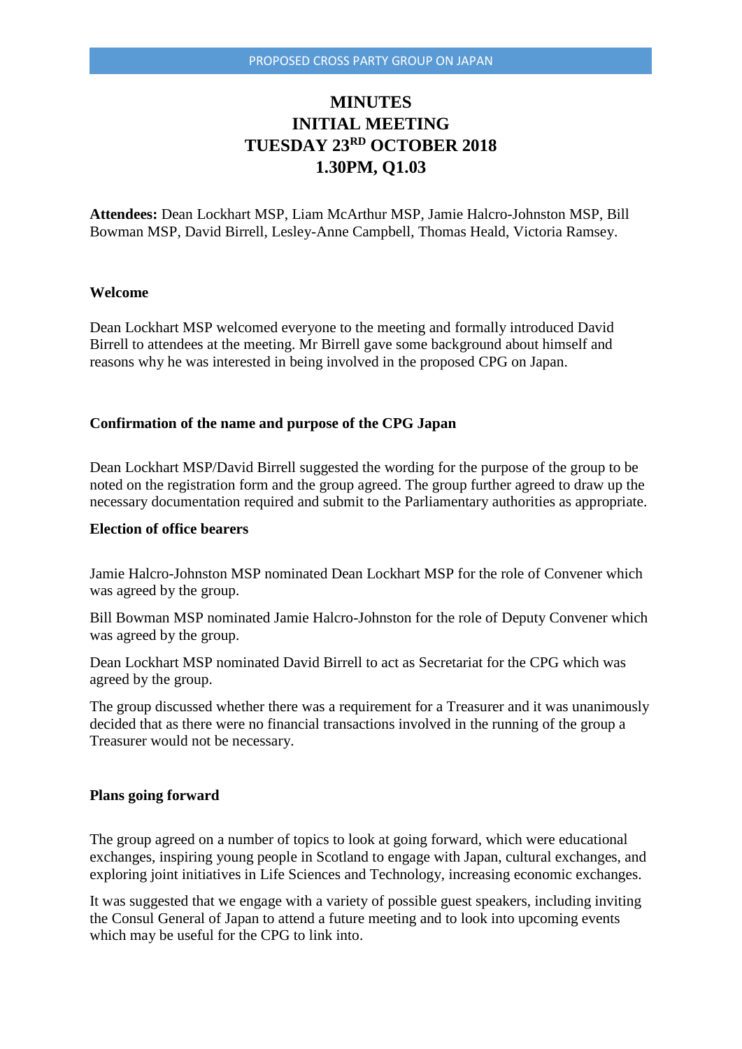# MINUTES
# INITIAL MEETING
# TUESDAY 23RD OCTOBER 2018
# 1.30PM, Q1.03

**Attendees:** Dean Lockhart MSP, Liam McArthur MSP, Jamie Halcro-Johnston MSP, Bill Bowman MSP, David Birrell, Lesley-Anne Campbell, Thomas Heald, Victoria Ramsey.

**Welcome**

Dean Lockhart MSP welcomed everyone to the meeting and formally introduced David Birrell to attendees at the meeting. Mr Birrell gave some background about himself and reasons why he was interested in being involved in the proposed CPG on Japan.

**Confirmation of the name and purpose of the CPG Japan**

Dean Lockhart MSP/David Birrell suggested the wording for the purpose of the group to be noted on the registration form and the group agreed. The group further agreed to draw up the necessary documentation required and submit to the Parliamentary authorities as appropriate.

**Election of office bearers**

Jamie Halcro-Johnston MSP nominated Dean Lockhart MSP for the role of Convener which was agreed by the group.

Bill Bowman MSP nominated Jamie Halcro-Johnston for the role of Deputy Convener which was agreed by the group.

Dean Lockhart MSP nominated David Birrell to act as Secretariat for the CPG which was agreed by the group.

The group discussed whether there was a requirement for a Treasurer and it was unanimously decided that as there were no financial transactions involved in the running of the group a Treasurer would not be necessary.

**Plans going forward**

The group agreed on a number of topics to look at going forward, which were educational exchanges, inspiring young people in Scotland to engage with Japan, cultural exchanges, and exploring joint initiatives in Life Sciences and Technology, increasing economic exchanges.

It was suggested that we engage with a variety of possible guest speakers, including inviting the Consul General of Japan to attend a future meeting and to look into upcoming events which may be useful for the CPG to link into.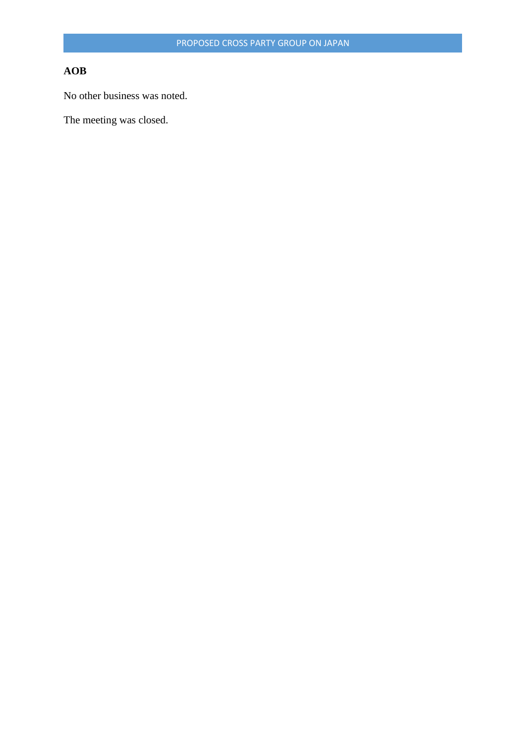**AOB**

No other business was noted.

The meeting was closed.